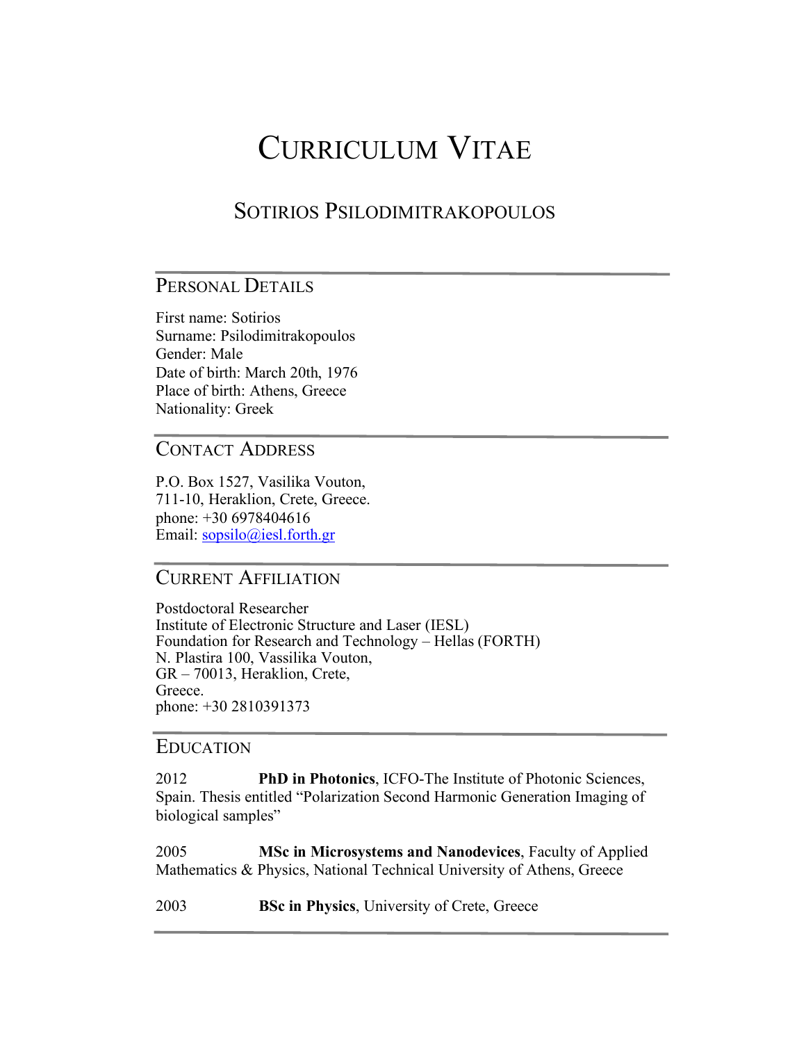# Curriculum Vitae

## Sotirios Psilodimitrakopoulos

### Personal Details

First name: Sotirios
Surname: Psilodimitrakopoulos
Gender: Male
Date of birth: March 20th, 1976
Place of birth: Athens, Greece
Nationality: Greek

### Contact Address

P.O. Box 1527, Vasilika Vouton,
711-10, Heraklion, Crete, Greece.
phone: +30 6978404616
Email: sopsilo@iesl.forth.gr

### Current Affiliation

Postdoctoral Researcher
Institute of Electronic Structure and Laser (IESL)
Foundation for Research and Technology – Hellas (FORTH)
N. Plastira 100, Vassilika Vouton,
GR – 70013, Heraklion, Crete,
Greece.
phone: +30 2810391373

### Education

2012 **PhD in Photonics**, ICFO-The Institute of Photonic Sciences, Spain. Thesis entitled "Polarization Second Harmonic Generation Imaging of biological samples"

2005 **MSc in Microsystems and Nanodevices**, Faculty of Applied Mathematics & Physics, National Technical University of Athens, Greece

2003 **BSc in Physics**, University of Crete, Greece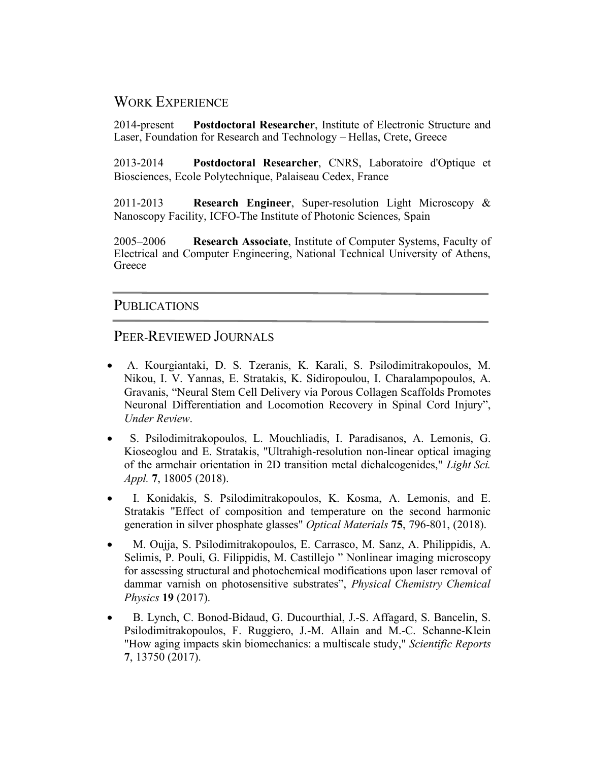## Work Experience

2014-present **Postdoctoral Researcher**, Institute of Electronic Structure and Laser, Foundation for Research and Technology – Hellas, Crete, Greece

2013-2014 **Postdoctoral Researcher**, CNRS, Laboratoire d'Optique et Biosciences, Ecole Polytechnique, Palaiseau Cedex, France

2011-2013 **Research Engineer**, Super-resolution Light Microscopy & Nanoscopy Facility, ICFO-The Institute of Photonic Sciences, Spain

2005–2006 **Research Associate**, Institute of Computer Systems, Faculty of Electrical and Computer Engineering, National Technical University of Athens, Greece

## Publications

## Peer-Reviewed Journals

- A. Kourgiantaki, D. S. Tzeranis, K. Karali, S. Psilodimitrakopoulos, M. Nikou, I. V. Yannas, E. Stratakis, K. Sidiropoulou, I. Charalampopoulos, A. Gravanis, "Neural Stem Cell Delivery via Porous Collagen Scaffolds Promotes Neuronal Differentiation and Locomotion Recovery in Spinal Cord Injury", *Under Review*.
- S. Psilodimitrakopoulos, L. Mouchliadis, I. Paradisanos, A. Lemonis, G. Kioseoglou and E. Stratakis, "Ultrahigh-resolution non-linear optical imaging of the armchair orientation in 2D transition metal dichalcogenides," *Light Sci. Appl.* **7**, 18005 (2018).
- I. Konidakis, S. Psilodimitrakopoulos, K. Kosma, A. Lemonis, and E. Stratakis "Effect of composition and temperature on the second harmonic generation in silver phosphate glasses" *Optical Materials* **75**, 796-801, (2018).
- M. Oujja, S. Psilodimitrakopoulos, E. Carrasco, M. Sanz, A. Philippidis, A. Selimis, P. Pouli, G. Filippidis, M. Castillejo " Nonlinear imaging microscopy for assessing structural and photochemical modifications upon laser removal of dammar varnish on photosensitive substrates", *Physical Chemistry Chemical Physics* **19** (2017).
- B. Lynch, C. Bonod-Bidaud, G. Ducourthial, J.-S. Affagard, S. Bancelin, S. Psilodimitrakopoulos, F. Ruggiero, J.-M. Allain and M.-C. Schanne-Klein "How aging impacts skin biomechanics: a multiscale study," *Scientific Reports* **7**, 13750 (2017).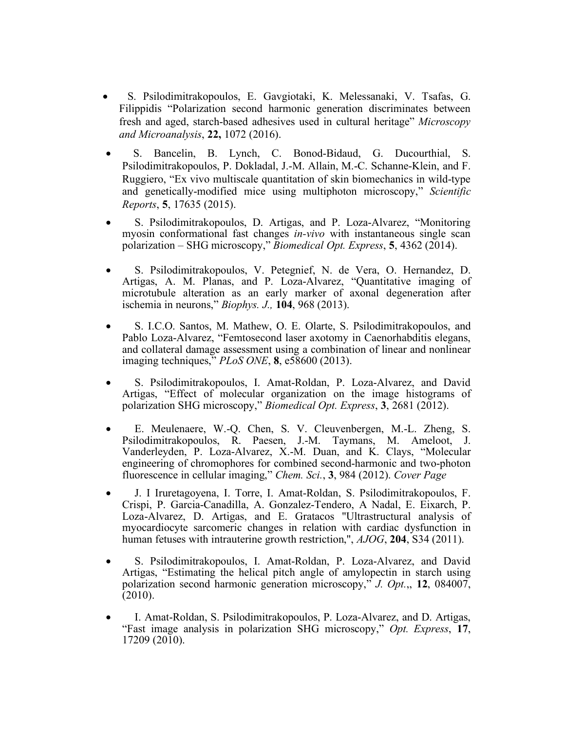- S. Psilodimitrakopoulos, E. Gavgiotaki, K. Melessanaki, V. Tsafas, G. Filippidis "Polarization second harmonic generation discriminates between fresh and aged, starch-based adhesives used in cultural heritage" *Microscopy and Microanalysis*, **22,** 1072 (2016).

- S. Bancelin, B. Lynch, C. Bonod-Bidaud, G. Ducourthial, S. Psilodimitrakopoulos, P. Dokladal, J.-M. Allain, M.-C. Schanne-Klein, and F. Ruggiero, "Ex vivo multiscale quantitation of skin biomechanics in wild-type and genetically-modified mice using multiphoton microscopy," *Scientific Reports*, **5**, 17635 (2015).

- S. Psilodimitrakopoulos, D. Artigas, and P. Loza-Alvarez, "Monitoring myosin conformational fast changes *in-vivo* with instantaneous single scan polarization – SHG microscopy," *Biomedical Opt. Express*, **5**, 4362 (2014).

- S. Psilodimitrakopoulos, V. Petegnief, N. de Vera, O. Hernandez, D. Artigas, A. M. Planas, and P. Loza-Alvarez, "Quantitative imaging of microtubule alteration as an early marker of axonal degeneration after ischemia in neurons," *Biophys. J.,* **104**, 968 (2013).

- S. I.C.O. Santos, M. Mathew, O. E. Olarte, S. Psilodimitrakopoulos, and Pablo Loza-Alvarez, "Femtosecond laser axotomy in Caenorhabditis elegans, and collateral damage assessment using a combination of linear and nonlinear imaging techniques," *PLoS ONE*, **8**, e58600 (2013).

- S. Psilodimitrakopoulos, I. Amat-Roldan, P. Loza-Alvarez, and David Artigas, "Effect of molecular organization on the image histograms of polarization SHG microscopy," *Biomedical Opt. Express*, **3**, 2681 (2012).

- E. Meulenaere, W.-Q. Chen, S. V. Cleuvenbergen, M.-L. Zheng, S. Psilodimitrakopoulos, R. Paesen, J.-M. Taymans, M. Ameloot, J. Vanderleyden, P. Loza-Alvarez, X.-M. Duan, and K. Clays, "Molecular engineering of chromophores for combined second-harmonic and two-photon fluorescence in cellular imaging," *Chem. Sci.*, **3**, 984 (2012). *Cover Page*

- J. I Iruretagoyena, I. Torre, I. Amat-Roldan, S. Psilodimitrakopoulos, F. Crispi, P. Garcia-Canadilla, A. Gonzalez-Tendero, A Nadal, E. Eixarch, P. Loza-Alvarez, D. Artigas, and E. Gratacos "Ultrastructural analysis of myocardiocyte sarcomeric changes in relation with cardiac dysfunction in human fetuses with intrauterine growth restriction,", *AJOG*, **204**, S34 (2011).

- S. Psilodimitrakopoulos, I. Amat-Roldan, P. Loza-Alvarez, and David Artigas, "Estimating the helical pitch angle of amylopectin in starch using polarization second harmonic generation microscopy," *J. Opt.*,, **12**, 084007, (2010).

- I. Amat-Roldan, S. Psilodimitrakopoulos, P. Loza-Alvarez, and D. Artigas, "Fast image analysis in polarization SHG microscopy," *Opt. Express*, **17**, 17209 (2010).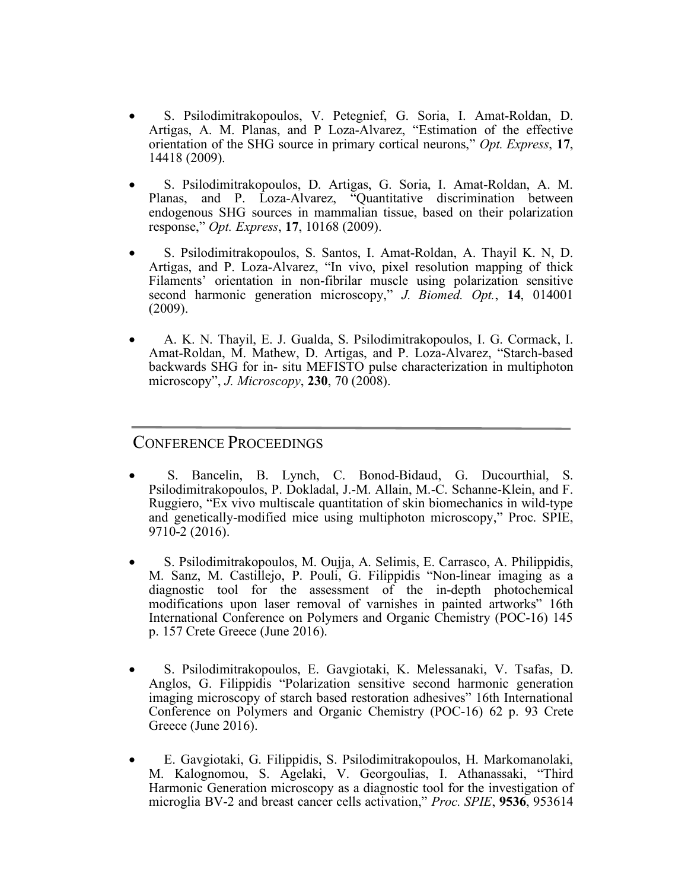- S. Psilodimitrakopoulos, V. Petegnief, G. Soria, I. Amat-Roldan, D. Artigas, A. M. Planas, and P Loza-Alvarez, "Estimation of the effective orientation of the SHG source in primary cortical neurons," *Opt. Express*, **17**, 14418 (2009).

- S. Psilodimitrakopoulos, D. Artigas, G. Soria, I. Amat-Roldan, A. M. Planas, and P. Loza-Alvarez, "Quantitative discrimination between endogenous SHG sources in mammalian tissue, based on their polarization response," *Opt. Express*, **17**, 10168 (2009).

- S. Psilodimitrakopoulos, S. Santos, I. Amat-Roldan, A. Thayil K. N, D. Artigas, and P. Loza-Alvarez, "In vivo, pixel resolution mapping of thick Filaments' orientation in non-fibrilar muscle using polarization sensitive second harmonic generation microscopy," *J. Biomed. Opt.*, **14**, 014001 (2009).

- A. K. N. Thayil, E. J. Gualda, S. Psilodimitrakopoulos, I. G. Cormack, I. Amat-Roldan, M. Mathew, D. Artigas, and P. Loza-Alvarez, "Starch-based backwards SHG for in- situ MEFISTO pulse characterization in multiphoton microscopy", *J. Microscopy*, **230**, 70 (2008).

## Conference Proceedings

- S. Bancelin, B. Lynch, C. Bonod-Bidaud, G. Ducourthial, S. Psilodimitrakopoulos, P. Dokladal, J.-M. Allain, M.-C. Schanne-Klein, and F. Ruggiero, "Ex vivo multiscale quantitation of skin biomechanics in wild-type and genetically-modified mice using multiphoton microscopy," Proc. SPIE, 9710-2 (2016).

- S. Psilodimitrakopoulos, M. Oujja, A. Selimis, E. Carrasco, A. Philippidis, M. Sanz, M. Castillejo, P. Pouli, G. Filippidis "Non-linear imaging as a diagnostic tool for the assessment of the in-depth photochemical modifications upon laser removal of varnishes in painted artworks" 16th International Conference on Polymers and Organic Chemistry (POC-16) 145 p. 157 Crete Greece (June 2016).

- S. Psilodimitrakopoulos, E. Gavgiotaki, K. Melessanaki, V. Tsafas, D. Anglos, G. Filippidis "Polarization sensitive second harmonic generation imaging microscopy of starch based restoration adhesives" 16th International Conference on Polymers and Organic Chemistry (POC-16) 62 p. 93 Crete Greece (June 2016).

- E. Gavgiotaki, G. Filippidis, S. Psilodimitrakopoulos, H. Markomanolaki, M. Kalognomou, S. Agelaki, V. Georgoulias, I. Athanassaki, "Third Harmonic Generation microscopy as a diagnostic tool for the investigation of microglia BV-2 and breast cancer cells activation," *Proc. SPIE*, **9536**, 953614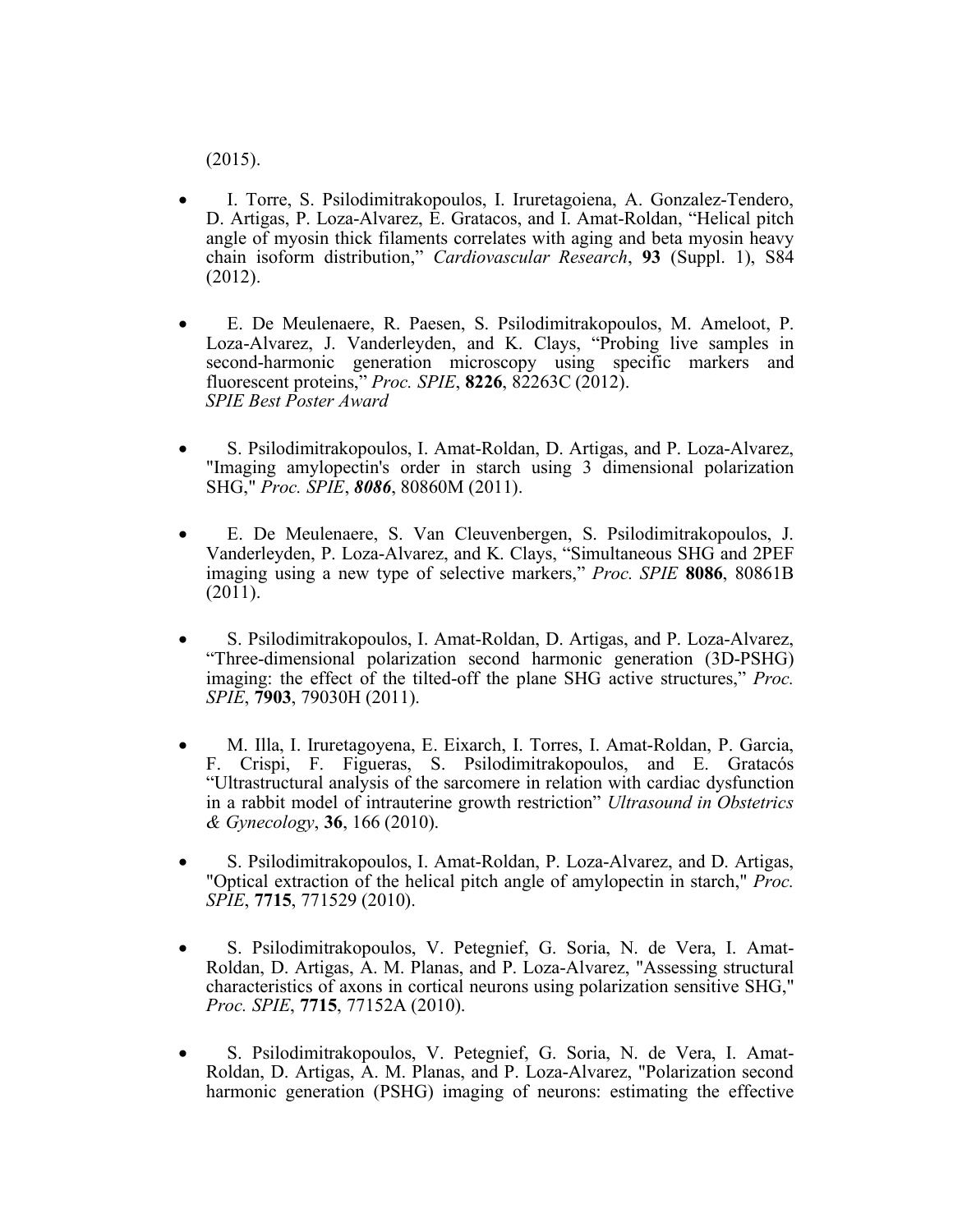(2015).

- I. Torre, S. Psilodimitrakopoulos, I. Iruretagoiena, A. Gonzalez-Tendero, D. Artigas, P. Loza-Alvarez, E. Gratacos, and I. Amat-Roldan, "Helical pitch angle of myosin thick filaments correlates with aging and beta myosin heavy chain isoform distribution," *Cardiovascular Research*, **93** (Suppl. 1), S84 (2012).

- E. De Meulenaere, R. Paesen, S. Psilodimitrakopoulos, M. Ameloot, P. Loza-Alvarez, J. Vanderleyden, and K. Clays, "Probing live samples in second-harmonic generation microscopy using specific markers and fluorescent proteins," *Proc. SPIE*, **8226**, 82263C (2012).
  *SPIE Best Poster Award*

- S. Psilodimitrakopoulos, I. Amat-Roldan, D. Artigas, and P. Loza-Alvarez, "Imaging amylopectin's order in starch using 3 dimensional polarization SHG," *Proc. SPIE*, ***8086***, 80860M (2011).

- E. De Meulenaere, S. Van Cleuvenbergen, S. Psilodimitrakopoulos, J. Vanderleyden, P. Loza-Alvarez, and K. Clays, "Simultaneous SHG and 2PEF imaging using a new type of selective markers," *Proc. SPIE* **8086**, 80861B (2011).

- S. Psilodimitrakopoulos, I. Amat-Roldan, D. Artigas, and P. Loza-Alvarez, "Three-dimensional polarization second harmonic generation (3D-PSHG) imaging: the effect of the tilted-off the plane SHG active structures," *Proc. SPIE*, **7903**, 79030H (2011).

- M. Illa, I. Iruretagoyena, E. Eixarch, I. Torres, I. Amat-Roldan, P. Garcia, F. Crispi, F. Figueras, S. Psilodimitrakopoulos, and E. Gratacós "Ultrastructural analysis of the sarcomere in relation with cardiac dysfunction in a rabbit model of intrauterine growth restriction" *Ultrasound in Obstetrics & Gynecology*, **36**, 166 (2010).

- S. Psilodimitrakopoulos, I. Amat-Roldan, P. Loza-Alvarez, and D. Artigas, "Optical extraction of the helical pitch angle of amylopectin in starch," *Proc. SPIE*, **7715**, 771529 (2010).

- S. Psilodimitrakopoulos, V. Petegnief, G. Soria, N. de Vera, I. Amat-Roldan, D. Artigas, A. M. Planas, and P. Loza-Alvarez, "Assessing structural characteristics of axons in cortical neurons using polarization sensitive SHG," *Proc. SPIE*, **7715**, 77152A (2010).

- S. Psilodimitrakopoulos, V. Petegnief, G. Soria, N. de Vera, I. Amat-Roldan, D. Artigas, A. M. Planas, and P. Loza-Alvarez, "Polarization second harmonic generation (PSHG) imaging of neurons: estimating the effective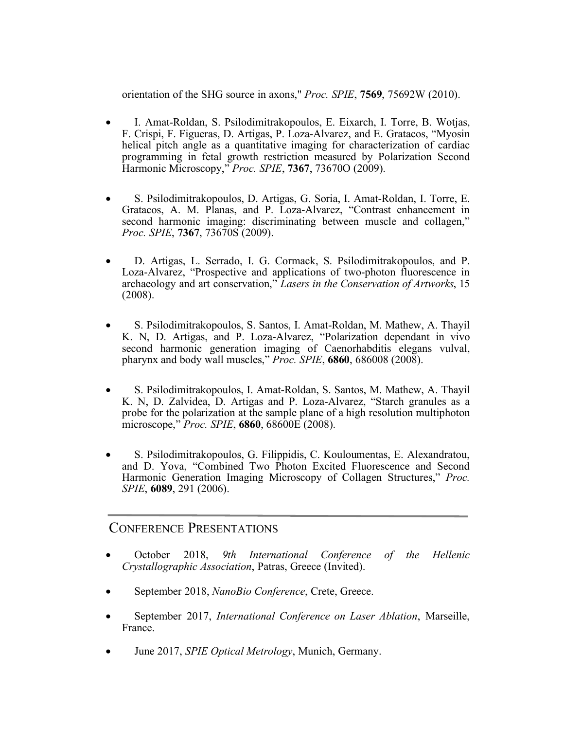orientation of the SHG source in axons," *Proc. SPIE*, **7569**, 75692W (2010).

- I. Amat-Roldan, S. Psilodimitrakopoulos, E. Eixarch, I. Torre, B. Wotjas, F. Crispi, F. Figueras, D. Artigas, P. Loza-Alvarez, and E. Gratacos, "Myosin helical pitch angle as a quantitative imaging for characterization of cardiac programming in fetal growth restriction measured by Polarization Second Harmonic Microscopy," *Proc. SPIE*, **7367**, 73670O (2009).

- S. Psilodimitrakopoulos, D. Artigas, G. Soria, I. Amat-Roldan, I. Torre, E. Gratacos, A. M. Planas, and P. Loza-Alvarez, "Contrast enhancement in second harmonic imaging: discriminating between muscle and collagen," *Proc. SPIE*, **7367**, 73670S (2009).

- D. Artigas, L. Serrado, I. G. Cormack, S. Psilodimitrakopoulos, and P. Loza-Alvarez, "Prospective and applications of two-photon fluorescence in archaeology and art conservation," *Lasers in the Conservation of Artworks*, 15 (2008).

- S. Psilodimitrakopoulos, S. Santos, I. Amat-Roldan, M. Mathew, A. Thayil K. N, D. Artigas, and P. Loza-Alvarez, "Polarization dependant in vivo second harmonic generation imaging of Caenorhabditis elegans vulval, pharynx and body wall muscles," *Proc. SPIE*, **6860**, 686008 (2008).

- S. Psilodimitrakopoulos, I. Amat-Roldan, S. Santos, M. Mathew, A. Thayil K. N, D. Zalvidea, D. Artigas and P. Loza-Alvarez, "Starch granules as a probe for the polarization at the sample plane of a high resolution multiphoton microscope," *Proc. SPIE*, **6860**, 68600E (2008).

- S. Psilodimitrakopoulos, G. Filippidis, C. Kouloumentas, E. Alexandratou, and D. Yova, "Combined Two Photon Excited Fluorescence and Second Harmonic Generation Imaging Microscopy of Collagen Structures," *Proc. SPIE*, **6089**, 291 (2006).

## Conference Presentations

- October 2018, *9th International Conference of the Hellenic Crystallographic Association*, Patras, Greece (Invited).

- September 2018, *NanoBio Conference*, Crete, Greece.

- September 2017, *International Conference on Laser Ablation*, Marseille, France.

- June 2017, *SPIE Optical Metrology*, Munich, Germany.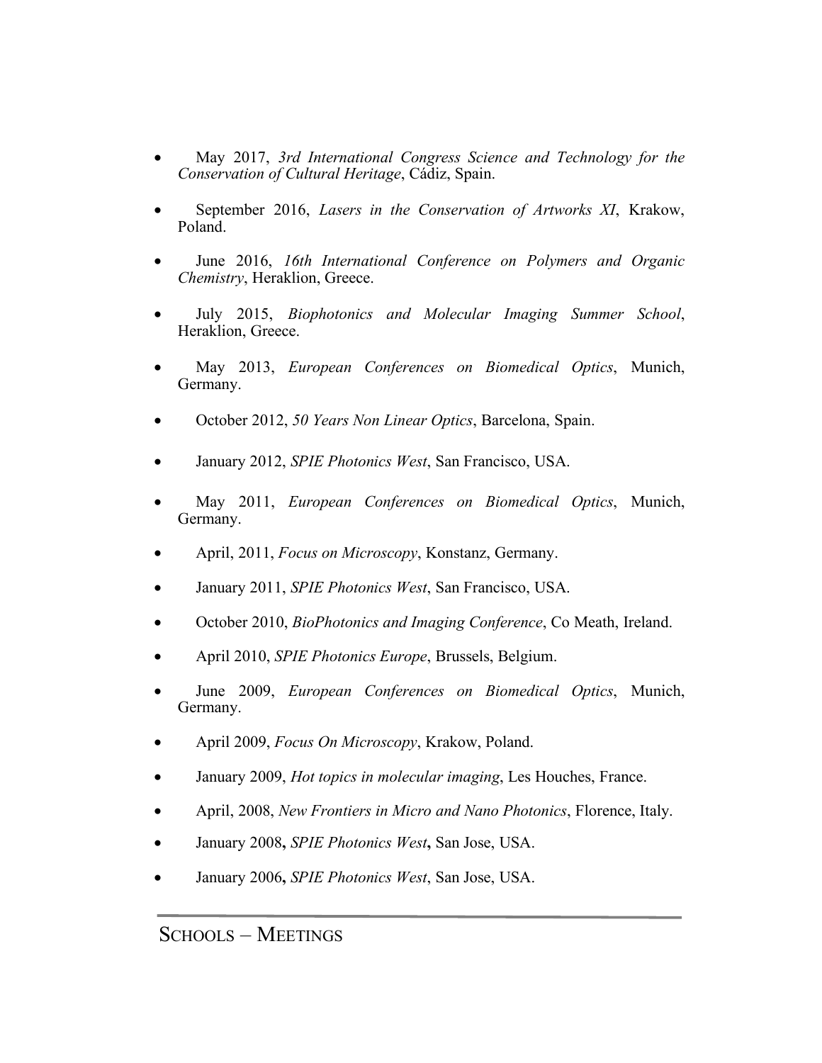- May 2017, *3rd International Congress Science and Technology for the Conservation of Cultural Heritage*, Cádiz, Spain.
- September 2016, *Lasers in the Conservation of Artworks XI*, Krakow, Poland.
- June 2016, *16th International Conference on Polymers and Organic Chemistry*, Heraklion, Greece.
- July 2015, *Biophotonics and Molecular Imaging Summer School*, Heraklion, Greece.
- May 2013, *European Conferences on Biomedical Optics*, Munich, Germany.
- October 2012, *50 Years Non Linear Optics*, Barcelona, Spain.
- January 2012, *SPIE Photonics West*, San Francisco, USA.
- May 2011, *European Conferences on Biomedical Optics*, Munich, Germany.
- April, 2011, *Focus on Microscopy*, Konstanz, Germany.
- January 2011, *SPIE Photonics West*, San Francisco, USA.
- October 2010, *BioPhotonics and Imaging Conference*, Co Meath, Ireland.
- April 2010, *SPIE Photonics Europe*, Brussels, Belgium.
- June 2009, *European Conferences on Biomedical Optics*, Munich, Germany.
- April 2009, *Focus On Microscopy*, Krakow, Poland.
- January 2009, *Hot topics in molecular imaging*, Les Houches, France.
- April, 2008, *New Frontiers in Micro and Nano Photonics*, Florence, Italy.
- January 2008**,** ***SPIE Photonics West*****,** San Jose, USA.
- January 2006**,** *SPIE Photonics West*, San Jose, USA.

---

## SCHOOLS – MEETINGS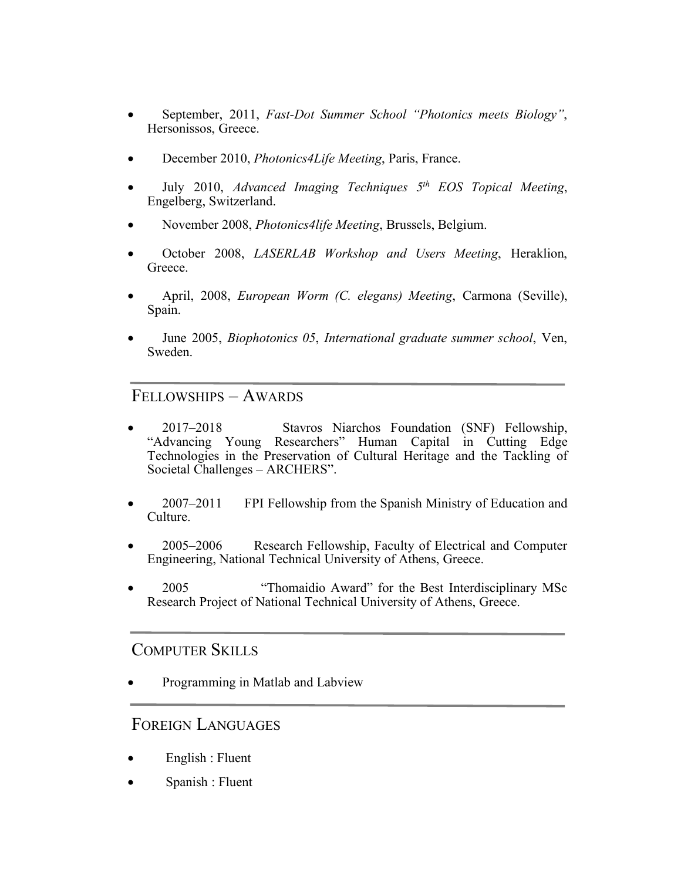- September, 2011, *Fast-Dot Summer School "Photonics meets Biology"*, Hersonissos, Greece.

- December 2010, *Photonics4Life Meeting*, Paris, France.

- July 2010, *Advanced Imaging Techniques 5th EOS Topical Meeting*, Engelberg, Switzerland.

- November 2008, *Photonics4life Meeting*, Brussels, Belgium.

- October 2008, *LASERLAB Workshop and Users Meeting*, Heraklion, Greece.

- April, 2008, *European Worm (C. elegans) Meeting*, Carmona (Seville), Spain.

- June 2005, *Biophotonics 05*, *International graduate summer school*, Ven, Sweden.

## Fellowships – Awards

- 2017–2018 Stavros Niarchos Foundation (SNF) Fellowship, "Advancing Young Researchers" Human Capital in Cutting Edge Technologies in the Preservation of Cultural Heritage and the Tackling of Societal Challenges – ARCHERS".

- 2007–2011 FPI Fellowship from the Spanish Ministry of Education and Culture.

- 2005–2006 Research Fellowship, Faculty of Electrical and Computer Engineering, National Technical University of Athens, Greece.

- 2005 "Thomaidio Award" for the Best Interdisciplinary MSc Research Project of National Technical University of Athens, Greece.

## Computer Skills

- Programming in Matlab and Labview

## Foreign Languages

- English : Fluent
- Spanish : Fluent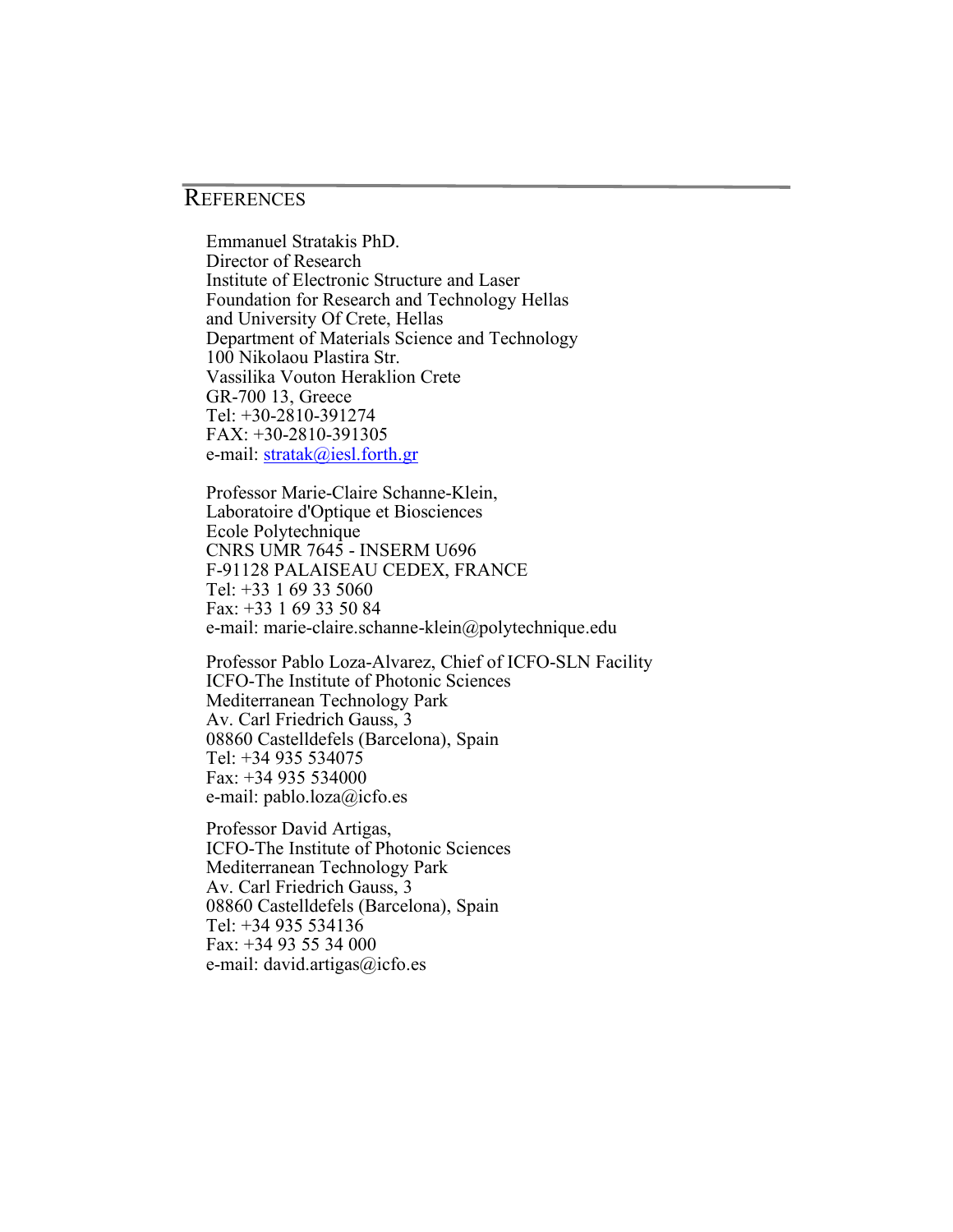## REFERENCES

Emmanuel Stratakis PhD.
Director of Research
Institute of Electronic Structure and Laser
Foundation for Research and Technology Hellas
and University Of Crete, Hellas
Department of Materials Science and Technology
100 Nikolaou Plastira Str.
Vassilika Vouton Heraklion Crete
GR-700 13, Greece
Tel: +30-2810-391274
FAX: +30-2810-391305
e-mail: stratak@iesl.forth.gr

Professor Marie-Claire Schanne-Klein,
Laboratoire d'Optique et Biosciences
Ecole Polytechnique
CNRS UMR 7645 - INSERM U696
F-91128 PALAISEAU CEDEX, FRANCE
Tel: +33 1 69 33 5060
Fax: +33 1 69 33 50 84
e-mail: marie-claire.schanne-klein@polytechnique.edu

Professor Pablo Loza-Alvarez, Chief of ICFO-SLN Facility
ICFO-The Institute of Photonic Sciences
Mediterranean Technology Park
Av. Carl Friedrich Gauss, 3
08860 Castelldefels (Barcelona), Spain
Tel: +34 935 534075
Fax: +34 935 534000
e-mail: pablo.loza@icfo.es

Professor David Artigas,
ICFO-The Institute of Photonic Sciences
Mediterranean Technology Park
Av. Carl Friedrich Gauss, 3
08860 Castelldefels (Barcelona), Spain
Tel: +34 935 534136
Fax: +34 93 55 34 000
e-mail: david.artigas@icfo.es